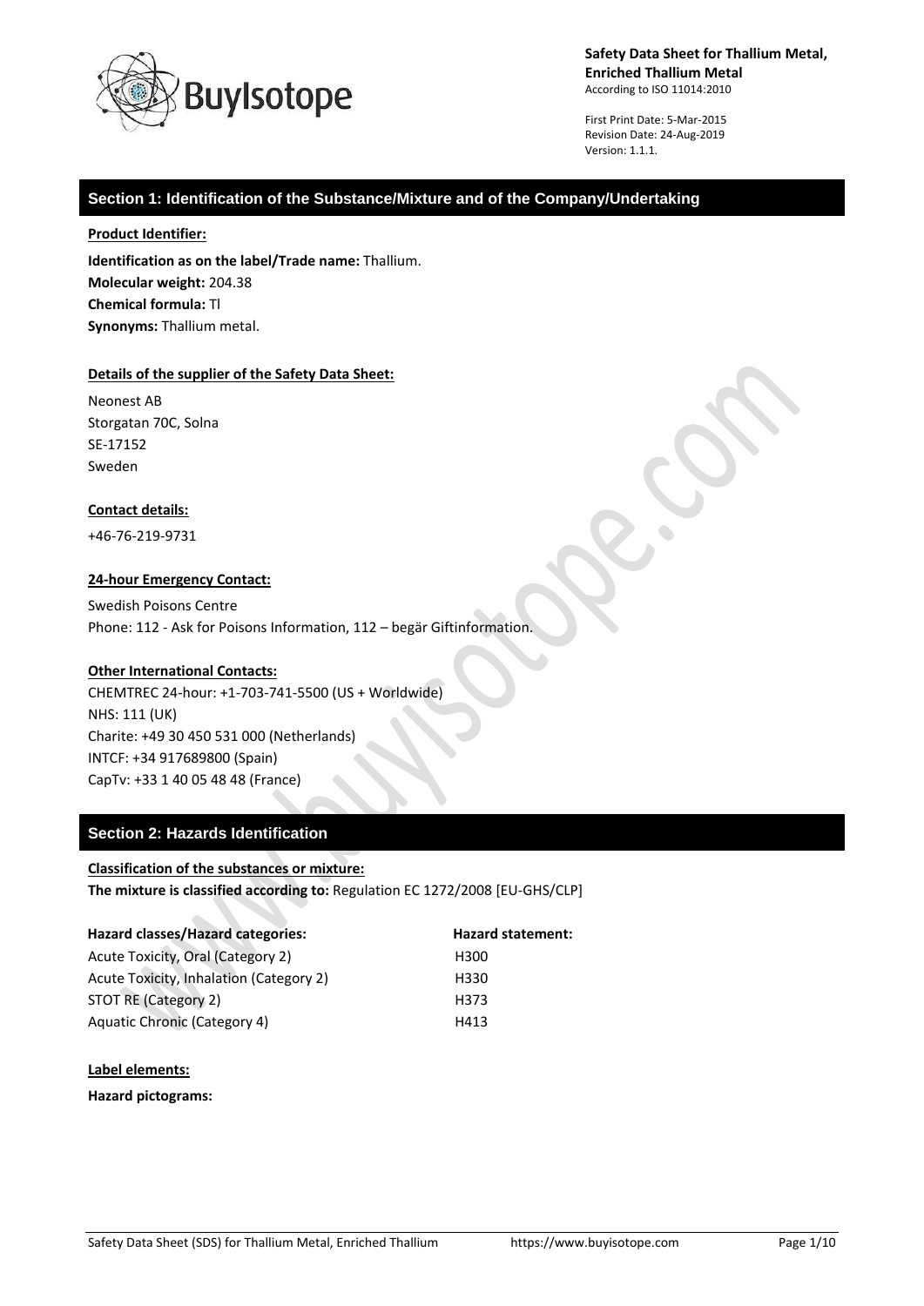**Safety Data Sheet for Thallium Metal, Enriched Thallium Metal**
According to ISO 11014:2010

First Print Date: 5-Mar-2015
Revision Date: 24-Aug-2019
Version: 1.1.1.

## Section 1: Identification of the Substance/Mixture and of the Company/Undertaking

**Product Identifier:**

**Identification as on the label/Trade name:** Thallium.
**Molecular weight:** 204.38
**Chemical formula:** Tl
**Synonyms:** Thallium metal.

**Details of the supplier of the Safety Data Sheet:**

Neonest AB
Storgatan 70C, Solna
SE-17152
Sweden

**Contact details:**

+46-76-219-9731

**24-hour Emergency Contact:**

Swedish Poisons Centre
Phone: 112 - Ask for Poisons Information, 112 – begär Giftinformation.

**Other International Contacts:**
CHEMTREC 24-hour: +1-703-741-5500 (US + Worldwide)
NHS: 111 (UK)
Charite: +49 30 450 531 000 (Netherlands)
INTCF: +34 917689800 (Spain)
CapTv: +33 1 40 05 48 48 (France)

## Section 2: Hazards Identification

**Classification of the substances or mixture:**
**The mixture is classified according to:** Regulation EC 1272/2008 [EU-GHS/CLP]

| Hazard classes/Hazard categories: | Hazard statement: |
|---|---|
| Acute Toxicity, Oral (Category 2) | H300 |
| Acute Toxicity, Inhalation (Category 2) | H330 |
| STOT RE (Category 2) | H373 |
| Aquatic Chronic (Category 4) | H413 |

**Label elements:**

**Hazard pictograms:**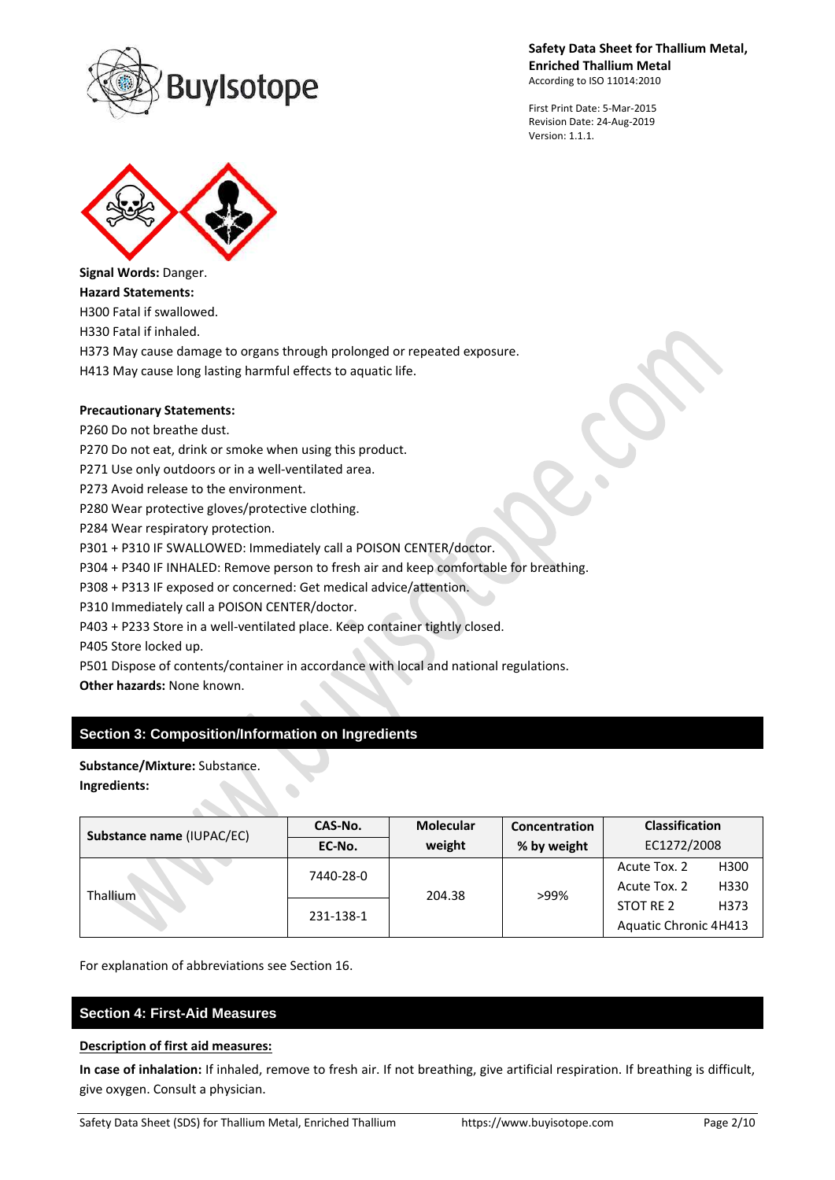**Signal Words:** Danger.

**Hazard Statements:**

H300 Fatal if swallowed.

H330 Fatal if inhaled.

H373 May cause damage to organs through prolonged or repeated exposure.

H413 May cause long lasting harmful effects to aquatic life.

**Precautionary Statements:**

P260 Do not breathe dust.

P270 Do not eat, drink or smoke when using this product.

P271 Use only outdoors or in a well-ventilated area.

P273 Avoid release to the environment.

P280 Wear protective gloves/protective clothing.

P284 Wear respiratory protection.

P301 + P310 IF SWALLOWED: Immediately call a POISON CENTER/doctor.

P304 + P340 IF INHALED: Remove person to fresh air and keep comfortable for breathing.

P308 + P313 IF exposed or concerned: Get medical advice/attention.

P310 Immediately call a POISON CENTER/doctor.

P403 + P233 Store in a well-ventilated place. Keep container tightly closed.

P405 Store locked up.

P501 Dispose of contents/container in accordance with local and national regulations.

**Other hazards:** None known.

## Section 3: Composition/Information on Ingredients

**Substance/Mixture:** Substance.

**Ingredients:**

| Substance name (IUPAC/EC) | CAS-No. / EC-No. | Molecular weight | Concentration % by weight | Classification EC1272/2008 |
|---|---|---|---|---|
| Thallium | 7440-28-0 / 231-138-1 | 204.38 | >99% | Acute Tox. 2 H300<br>Acute Tox. 2 H330<br>STOT RE 2 H373<br>Aquatic Chronic 4H413 |

For explanation of abbreviations see Section 16.

## Section 4: First-Aid Measures

**Description of first aid measures:**

**In case of inhalation:** If inhaled, remove to fresh air. If not breathing, give artificial respiration. If breathing is difficult, give oxygen. Consult a physician.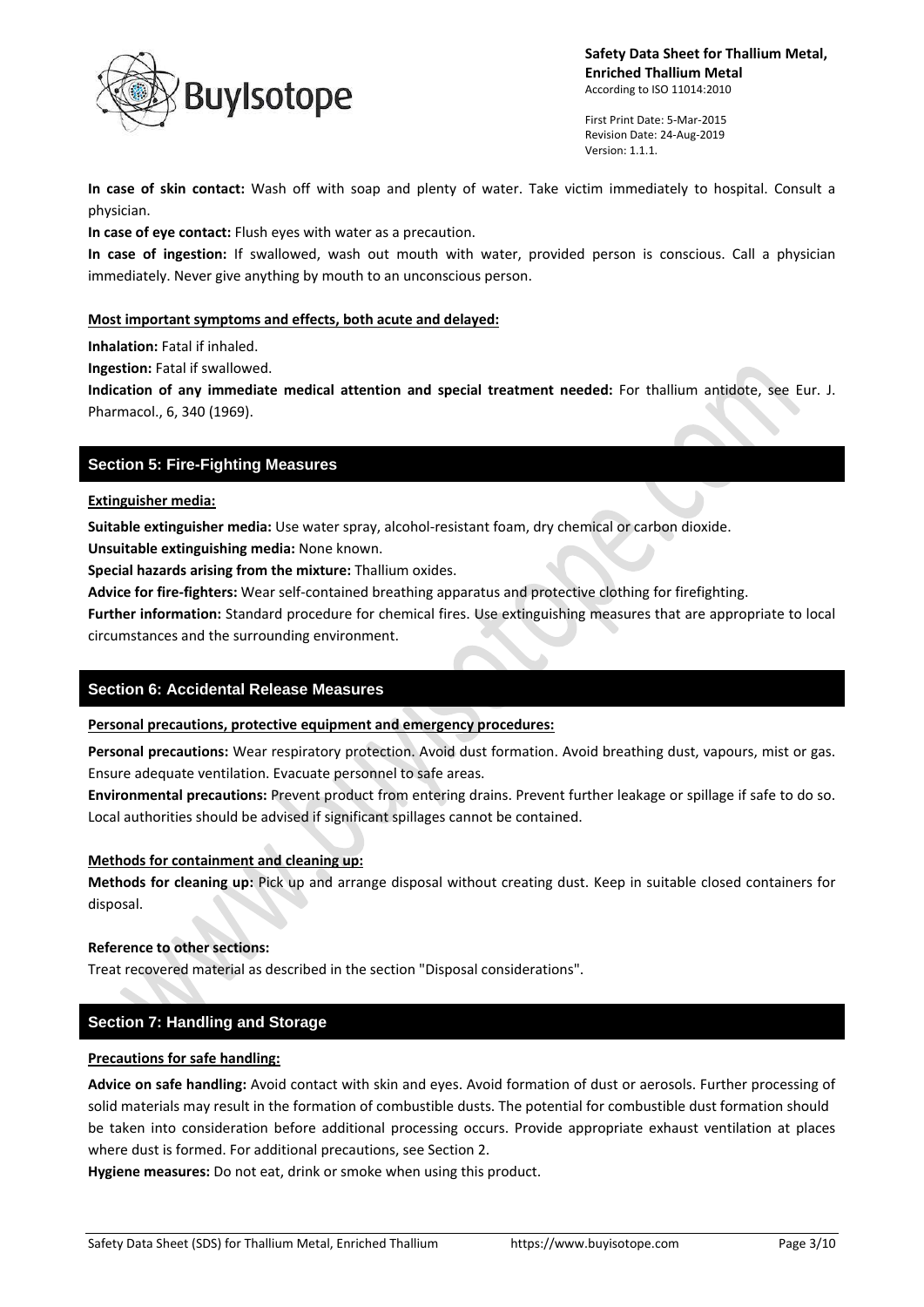**In case of skin contact:** Wash off with soap and plenty of water. Take victim immediately to hospital. Consult a physician.

**In case of eye contact:** Flush eyes with water as a precaution.

**In case of ingestion:** If swallowed, wash out mouth with water, provided person is conscious. Call a physician immediately. Never give anything by mouth to an unconscious person.

**Most important symptoms and effects, both acute and delayed:**

**Inhalation:** Fatal if inhaled.

**Ingestion:** Fatal if swallowed.

**Indication of any immediate medical attention and special treatment needed:** For thallium antidote, see Eur. J. Pharmacol., 6, 340 (1969).

## Section 5: Fire-Fighting Measures

**Extinguisher media:**

**Suitable extinguisher media:** Use water spray, alcohol-resistant foam, dry chemical or carbon dioxide.

**Unsuitable extinguishing media:** None known.

**Special hazards arising from the mixture:** Thallium oxides.

**Advice for fire-fighters:** Wear self-contained breathing apparatus and protective clothing for firefighting.

**Further information:** Standard procedure for chemical fires. Use extinguishing measures that are appropriate to local circumstances and the surrounding environment.

## Section 6: Accidental Release Measures

**Personal precautions, protective equipment and emergency procedures:**

**Personal precautions:** Wear respiratory protection. Avoid dust formation. Avoid breathing dust, vapours, mist or gas. Ensure adequate ventilation. Evacuate personnel to safe areas.

**Environmental precautions:** Prevent product from entering drains. Prevent further leakage or spillage if safe to do so. Local authorities should be advised if significant spillages cannot be contained.

**Methods for containment and cleaning up:**

**Methods for cleaning up:** Pick up and arrange disposal without creating dust. Keep in suitable closed containers for disposal.

**Reference to other sections:**

Treat recovered material as described in the section "Disposal considerations".

## Section 7: Handling and Storage

**Precautions for safe handling:**

**Advice on safe handling:** Avoid contact with skin and eyes. Avoid formation of dust or aerosols. Further processing of solid materials may result in the formation of combustible dusts. The potential for combustible dust formation should be taken into consideration before additional processing occurs. Provide appropriate exhaust ventilation at places where dust is formed. For additional precautions, see Section 2.

**Hygiene measures:** Do not eat, drink or smoke when using this product.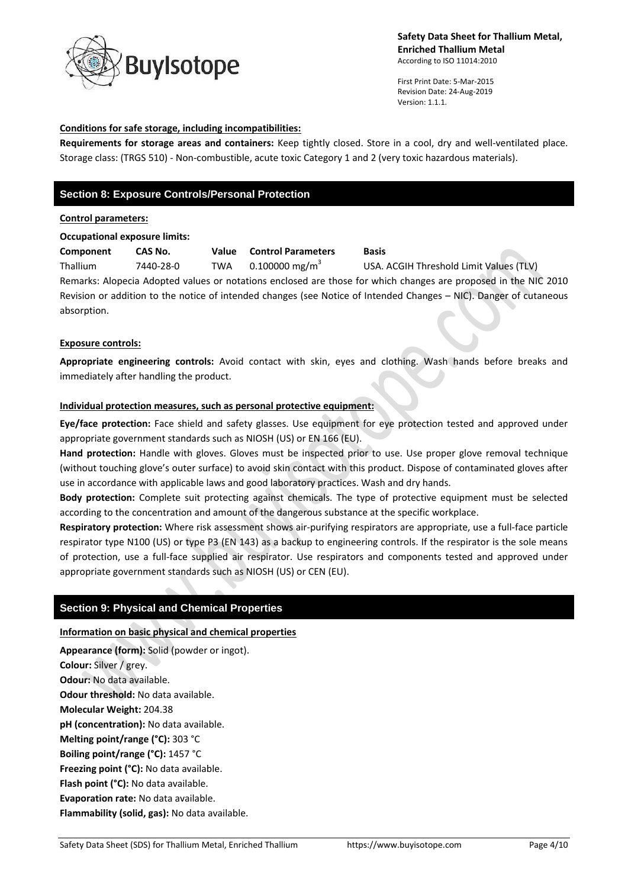**Conditions for safe storage, including incompatibilities:**

**Requirements for storage areas and containers:** Keep tightly closed. Store in a cool, dry and well-ventilated place. Storage class: (TRGS 510) - Non-combustible, acute toxic Category 1 and 2 (very toxic hazardous materials).

## Section 8: Exposure Controls/Personal Protection

**Control parameters:**

**Occupational exposure limits:**

| Component | CAS No. | Value | Control Parameters | Basis |
|---|---|---|---|---|
| Thallium | 7440-28-0 | TWA | 0.100000 $mg/m^3$ | USA. ACGIH Threshold Limit Values (TLV) |

Remarks: Alopecia Adopted values or notations enclosed are those for which changes are proposed in the NIC 2010 Revision or addition to the notice of intended changes (see Notice of Intended Changes – NIC). Danger of cutaneous absorption.

**Exposure controls:**

**Appropriate engineering controls:** Avoid contact with skin, eyes and clothing. Wash hands before breaks and immediately after handling the product.

**Individual protection measures, such as personal protective equipment:**

**Eye/face protection:** Face shield and safety glasses. Use equipment for eye protection tested and approved under appropriate government standards such as NIOSH (US) or EN 166 (EU).

**Hand protection:** Handle with gloves. Gloves must be inspected prior to use. Use proper glove removal technique (without touching glove's outer surface) to avoid skin contact with this product. Dispose of contaminated gloves after use in accordance with applicable laws and good laboratory practices. Wash and dry hands.

**Body protection:** Complete suit protecting against chemicals. The type of protective equipment must be selected according to the concentration and amount of the dangerous substance at the specific workplace.

**Respiratory protection:** Where risk assessment shows air-purifying respirators are appropriate, use a full-face particle respirator type N100 (US) or type P3 (EN 143) as a backup to engineering controls. If the respirator is the sole means of protection, use a full-face supplied air respirator. Use respirators and components tested and approved under appropriate government standards such as NIOSH (US) or CEN (EU).

## Section 9: Physical and Chemical Properties

**Information on basic physical and chemical properties**

**Appearance (form):** Solid (powder or ingot).
**Colour:** Silver / grey.
**Odour:** No data available.
**Odour threshold:** No data available.
**Molecular Weight:** 204.38
**pH (concentration):** No data available.
**Melting point/range (°C):** 303 °C
**Boiling point/range (°C):** 1457 °C
**Freezing point (°C):** No data available.
**Flash point (°C):** No data available.
**Evaporation rate:** No data available.
**Flammability (solid, gas):** No data available.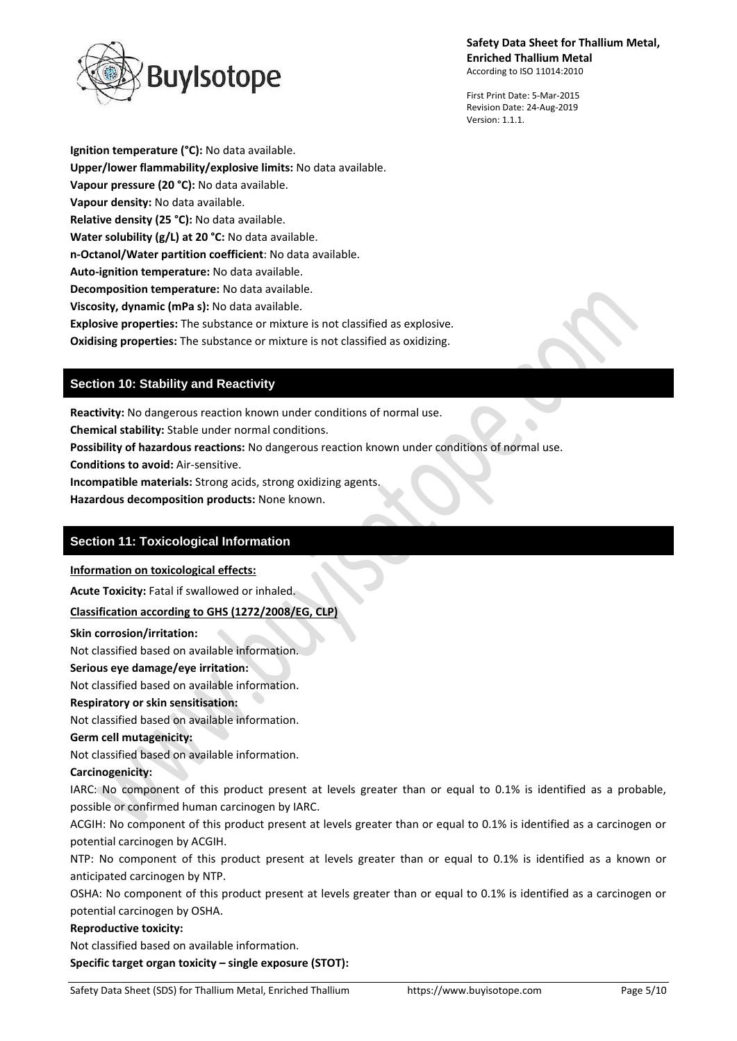**Ignition temperature (°C):** No data available.
**Upper/lower flammability/explosive limits:** No data available.
**Vapour pressure (20 °C):** No data available.
**Vapour density:** No data available.
**Relative density (25 °C):** No data available.
**Water solubility (g/L) at 20 °C:** No data available.
**n-Octanol/Water partition coefficient**: No data available.
**Auto-ignition temperature:** No data available.
**Decomposition temperature:** No data available.
**Viscosity, dynamic (mPa s):** No data available.
**Explosive properties:** The substance or mixture is not classified as explosive.
**Oxidising properties:** The substance or mixture is not classified as oxidizing.

## Section 10: Stability and Reactivity

**Reactivity:** No dangerous reaction known under conditions of normal use.
**Chemical stability:** Stable under normal conditions.
**Possibility of hazardous reactions:** No dangerous reaction known under conditions of normal use.
**Conditions to avoid:** Air-sensitive.
**Incompatible materials:** Strong acids, strong oxidizing agents.
**Hazardous decomposition products:** None known.

## Section 11: Toxicological Information

**Information on toxicological effects:**

**Acute Toxicity:** Fatal if swallowed or inhaled.

**Classification according to GHS (1272/2008/EG, CLP)**

**Skin corrosion/irritation:**
Not classified based on available information.

**Serious eye damage/eye irritation:**
Not classified based on available information.

**Respiratory or skin sensitisation:**
Not classified based on available information.

**Germ cell mutagenicity:**
Not classified based on available information.

**Carcinogenicity:**
IARC: No component of this product present at levels greater than or equal to 0.1% is identified as a probable, possible or confirmed human carcinogen by IARC.
ACGIH: No component of this product present at levels greater than or equal to 0.1% is identified as a carcinogen or potential carcinogen by ACGIH.
NTP: No component of this product present at levels greater than or equal to 0.1% is identified as a known or anticipated carcinogen by NTP.
OSHA: No component of this product present at levels greater than or equal to 0.1% is identified as a carcinogen or potential carcinogen by OSHA.

**Reproductive toxicity:**
Not classified based on available information.

**Specific target organ toxicity – single exposure (STOT):**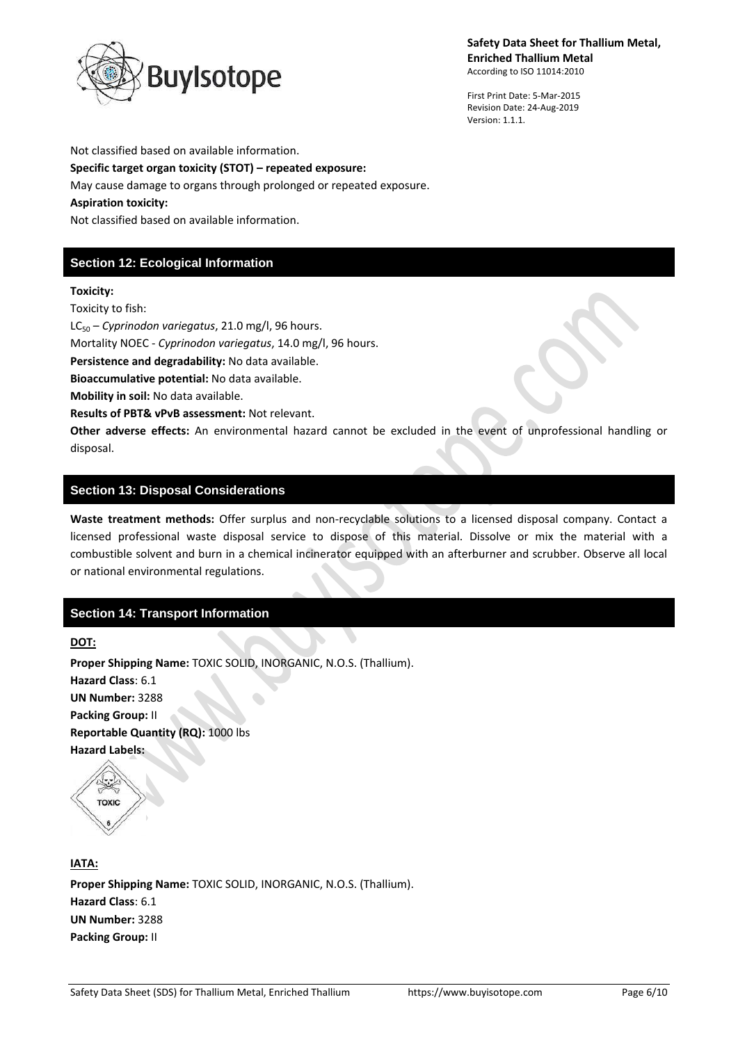Not classified based on available information.

**Specific target organ toxicity (STOT) – repeated exposure:**

May cause damage to organs through prolonged or repeated exposure.

**Aspiration toxicity:**

Not classified based on available information.

## Section 12: Ecological Information

**Toxicity:**

Toxicity to fish:

$LC_{50}$ – *Cyprinodon variegatus*, 21.0 mg/l, 96 hours.

Mortality NOEC - *Cyprinodon variegatus*, 14.0 mg/l, 96 hours.

**Persistence and degradability:** No data available.

**Bioaccumulative potential:** No data available.

**Mobility in soil:** No data available.

**Results of PBT& vPvB assessment:** Not relevant.

**Other adverse effects:** An environmental hazard cannot be excluded in the event of unprofessional handling or disposal.

## Section 13: Disposal Considerations

**Waste treatment methods:** Offer surplus and non-recyclable solutions to a licensed disposal company. Contact a licensed professional waste disposal service to dispose of this material. Dissolve or mix the material with a combustible solvent and burn in a chemical incinerator equipped with an afterburner and scrubber. Observe all local or national environmental regulations.

## Section 14: Transport Information

**DOT:**

**Proper Shipping Name:** TOXIC SOLID, INORGANIC, N.O.S. (Thallium).

**Hazard Class**: 6.1

**UN Number:** 3288

**Packing Group:** II

**Reportable Quantity (RQ):** 1000 lbs

**Hazard Labels:**

**IATA:**

**Proper Shipping Name:** TOXIC SOLID, INORGANIC, N.O.S. (Thallium).

**Hazard Class**: 6.1

**UN Number:** 3288

**Packing Group:** II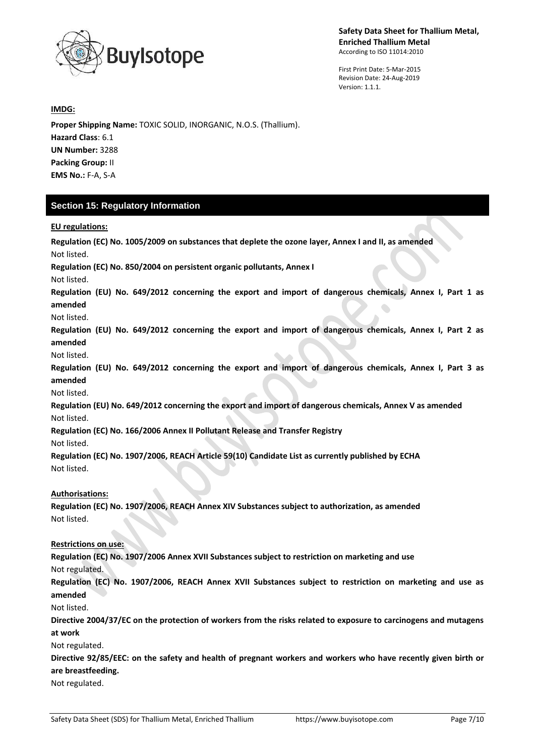**IMDG:**

**Proper Shipping Name:** TOXIC SOLID, INORGANIC, N.O.S. (Thallium).
**Hazard Class**: 6.1
**UN Number:** 3288
**Packing Group:** II
**EMS No.:** F-A, S-A

## Section 15: Regulatory Information

**EU regulations:**

**Regulation (EC) No. 1005/2009 on substances that deplete the ozone layer, Annex I and II, as amended**
Not listed.

**Regulation (EC) No. 850/2004 on persistent organic pollutants, Annex I**
Not listed.

**Regulation (EU) No. 649/2012 concerning the export and import of dangerous chemicals, Annex I, Part 1 as amended**
Not listed.

**Regulation (EU) No. 649/2012 concerning the export and import of dangerous chemicals, Annex I, Part 2 as amended**
Not listed.

**Regulation (EU) No. 649/2012 concerning the export and import of dangerous chemicals, Annex I, Part 3 as amended**
Not listed.

**Regulation (EU) No. 649/2012 concerning the export and import of dangerous chemicals, Annex V as amended**
Not listed.

**Regulation (EC) No. 166/2006 Annex II Pollutant Release and Transfer Registry**
Not listed.

**Regulation (EC) No. 1907/2006, REACH Article 59(10) Candidate List as currently published by ECHA**
Not listed.

**Authorisations:**

**Regulation (EC) No. 1907/2006, REACH Annex XIV Substances subject to authorization, as amended**
Not listed.

**Restrictions on use:**

**Regulation (EC) No. 1907/2006 Annex XVII Substances subject to restriction on marketing and use**
Not regulated.

**Regulation (EC) No. 1907/2006, REACH Annex XVII Substances subject to restriction on marketing and use as amended**
Not listed.

**Directive 2004/37/EC on the protection of workers from the risks related to exposure to carcinogens and mutagens at work**
Not regulated.

**Directive 92/85/EEC: on the safety and health of pregnant workers and workers who have recently given birth or are breastfeeding.**
Not regulated.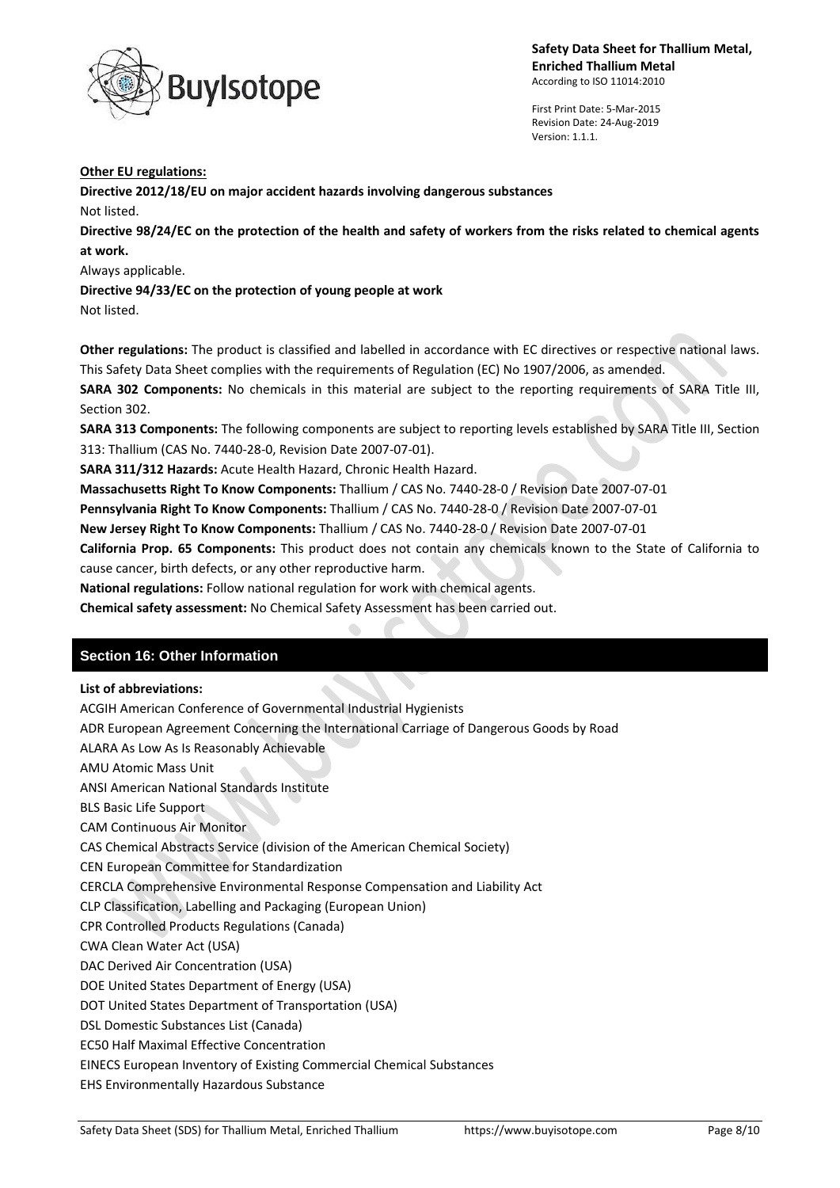**Other EU regulations:**

**Directive 2012/18/EU on major accident hazards involving dangerous substances**

Not listed.

**Directive 98/24/EC on the protection of the health and safety of workers from the risks related to chemical agents at work.**

Always applicable.

**Directive 94/33/EC on the protection of young people at work**

Not listed.

**Other regulations:** The product is classified and labelled in accordance with EC directives or respective national laws. This Safety Data Sheet complies with the requirements of Regulation (EC) No 1907/2006, as amended.

**SARA 302 Components:** No chemicals in this material are subject to the reporting requirements of SARA Title III, Section 302.

**SARA 313 Components:** The following components are subject to reporting levels established by SARA Title III, Section 313: Thallium (CAS No. 7440-28-0, Revision Date 2007-07-01).

**SARA 311/312 Hazards:** Acute Health Hazard, Chronic Health Hazard.

**Massachusetts Right To Know Components:** Thallium / CAS No. 7440-28-0 / Revision Date 2007-07-01

**Pennsylvania Right To Know Components:** Thallium / CAS No. 7440-28-0 / Revision Date 2007-07-01

**New Jersey Right To Know Components:** Thallium / CAS No. 7440-28-0 / Revision Date 2007-07-01

**California Prop. 65 Components:** This product does not contain any chemicals known to the State of California to cause cancer, birth defects, or any other reproductive harm.

**National regulations:** Follow national regulation for work with chemical agents.

**Chemical safety assessment:** No Chemical Safety Assessment has been carried out.

## Section 16: Other Information

**List of abbreviations:**

ACGIH American Conference of Governmental Industrial Hygienists
ADR European Agreement Concerning the International Carriage of Dangerous Goods by Road
ALARA As Low As Is Reasonably Achievable
AMU Atomic Mass Unit
ANSI American National Standards Institute
BLS Basic Life Support
CAM Continuous Air Monitor
CAS Chemical Abstracts Service (division of the American Chemical Society)
CEN European Committee for Standardization
CERCLA Comprehensive Environmental Response Compensation and Liability Act
CLP Classification, Labelling and Packaging (European Union)
CPR Controlled Products Regulations (Canada)
CWA Clean Water Act (USA)
DAC Derived Air Concentration (USA)
DOE United States Department of Energy (USA)
DOT United States Department of Transportation (USA)
DSL Domestic Substances List (Canada)
EC50 Half Maximal Effective Concentration
EINECS European Inventory of Existing Commercial Chemical Substances
EHS Environmentally Hazardous Substance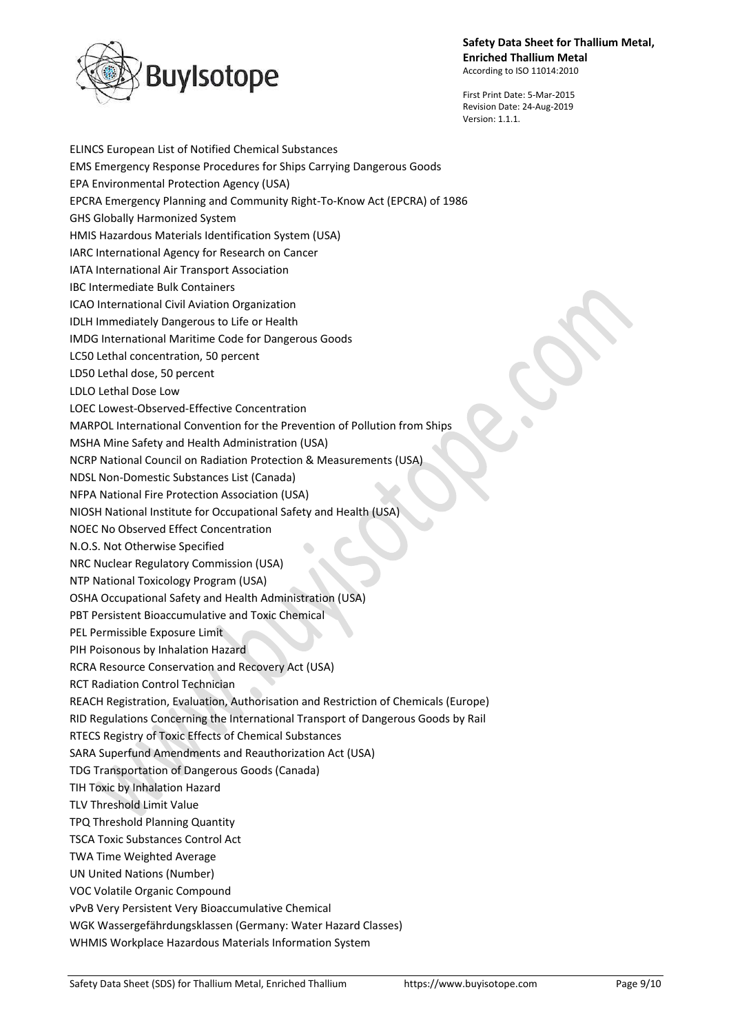ELINCS European List of Notified Chemical Substances
EMS Emergency Response Procedures for Ships Carrying Dangerous Goods
EPA Environmental Protection Agency (USA)
EPCRA Emergency Planning and Community Right-To-Know Act (EPCRA) of 1986
GHS Globally Harmonized System
HMIS Hazardous Materials Identification System (USA)
IARC International Agency for Research on Cancer
IATA International Air Transport Association
IBC Intermediate Bulk Containers
ICAO International Civil Aviation Organization
IDLH Immediately Dangerous to Life or Health
IMDG International Maritime Code for Dangerous Goods
LC50 Lethal concentration, 50 percent
LD50 Lethal dose, 50 percent
LDLO Lethal Dose Low
LOEC Lowest-Observed-Effective Concentration
MARPOL International Convention for the Prevention of Pollution from Ships
MSHA Mine Safety and Health Administration (USA)
NCRP National Council on Radiation Protection & Measurements (USA)
NDSL Non-Domestic Substances List (Canada)
NFPA National Fire Protection Association (USA)
NIOSH National Institute for Occupational Safety and Health (USA)
NOEC No Observed Effect Concentration
N.O.S. Not Otherwise Specified
NRC Nuclear Regulatory Commission (USA)
NTP National Toxicology Program (USA)
OSHA Occupational Safety and Health Administration (USA)
PBT Persistent Bioaccumulative and Toxic Chemical
PEL Permissible Exposure Limit
PIH Poisonous by Inhalation Hazard
RCRA Resource Conservation and Recovery Act (USA)
RCT Radiation Control Technician
REACH Registration, Evaluation, Authorisation and Restriction of Chemicals (Europe)
RID Regulations Concerning the International Transport of Dangerous Goods by Rail
RTECS Registry of Toxic Effects of Chemical Substances
SARA Superfund Amendments and Reauthorization Act (USA)
TDG Transportation of Dangerous Goods (Canada)
TIH Toxic by Inhalation Hazard
TLV Threshold Limit Value
TPQ Threshold Planning Quantity
TSCA Toxic Substances Control Act
TWA Time Weighted Average
UN United Nations (Number)
VOC Volatile Organic Compound
vPvB Very Persistent Very Bioaccumulative Chemical
WGK Wassergefährdungsklassen (Germany: Water Hazard Classes)
WHMIS Workplace Hazardous Materials Information System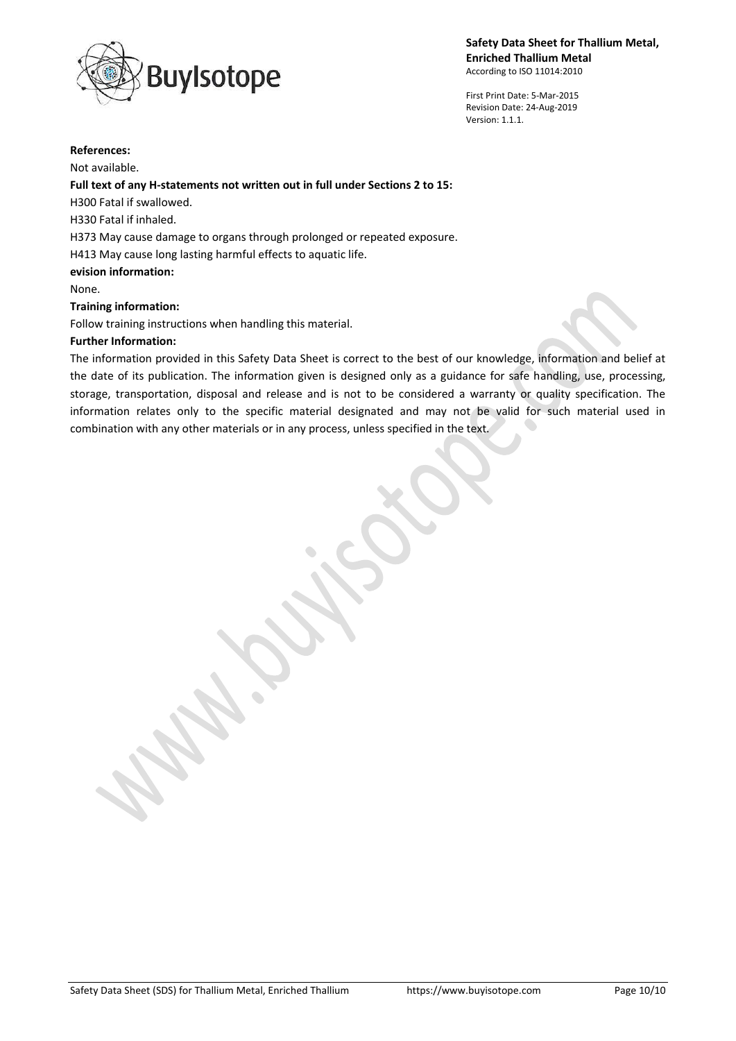**References:**

Not available.

**Full text of any H-statements not written out in full under Sections 2 to 15:**

H300 Fatal if swallowed.

H330 Fatal if inhaled.

H373 May cause damage to organs through prolonged or repeated exposure.

H413 May cause long lasting harmful effects to aquatic life.

**evision information:**

None.

**Training information:**

Follow training instructions when handling this material.

**Further Information:**

The information provided in this Safety Data Sheet is correct to the best of our knowledge, information and belief at the date of its publication. The information given is designed only as a guidance for safe handling, use, processing, storage, transportation, disposal and release and is not to be considered a warranty or quality specification. The information relates only to the specific material designated and may not be valid for such material used in combination with any other materials or in any process, unless specified in the text.